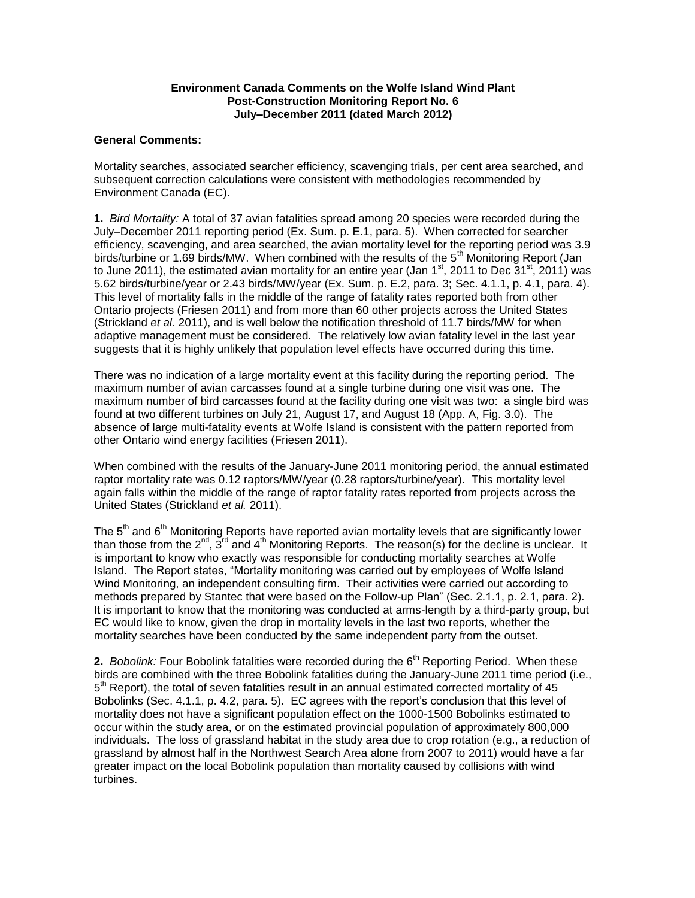**Environment Canada Comments on the Wolfe Island Wind Plant Post-Construction Monitoring Report No. 6 July–December 2011 (dated March 2012)**

**General Comments:**

Mortality searches, associated searcher efficiency, scavenging trials, per cent area searched, and subsequent correction calculations were consistent with methodologies recommended by Environment Canada (EC).

**1.** *Bird Mortality:* A total of 37 avian fatalities spread among 20 species were recorded during the July–December 2011 reporting period (Ex. Sum. p. E.1, para. 5). When corrected for searcher efficiency, scavenging, and area searched, the avian mortality level for the reporting period was 3.9 birds/turbine or 1.69 birds/MW. When combined with the results of the 5th Monitoring Report (Jan to June 2011), the estimated avian mortality for an entire year (Jan 1st, 2011 to Dec 31st, 2011) was 5.62 birds/turbine/year or 2.43 birds/MW/year (Ex. Sum. p. E.2, para. 3; Sec. 4.1.1, p. 4.1, para. 4). This level of mortality falls in the middle of the range of fatality rates reported both from other Ontario projects (Friesen 2011) and from more than 60 other projects across the United States (Strickland *et al.* 2011), and is well below the notification threshold of 11.7 birds/MW for when adaptive management must be considered. The relatively low avian fatality level in the last year suggests that it is highly unlikely that population level effects have occurred during this time.

There was no indication of a large mortality event at this facility during the reporting period. The maximum number of avian carcasses found at a single turbine during one visit was one. The maximum number of bird carcasses found at the facility during one visit was two: a single bird was found at two different turbines on July 21, August 17, and August 18 (App. A, Fig. 3.0). The absence of large multi-fatality events at Wolfe Island is consistent with the pattern reported from other Ontario wind energy facilities (Friesen 2011).

When combined with the results of the January-June 2011 monitoring period, the annual estimated raptor mortality rate was 0.12 raptors/MW/year (0.28 raptors/turbine/year). This mortality level again falls within the middle of the range of raptor fatality rates reported from projects across the United States (Strickland *et al.* 2011).

The 5th and 6th Monitoring Reports have reported avian mortality levels that are significantly lower than those from the 2nd, 3rd and 4th Monitoring Reports. The reason(s) for the decline is unclear. It is important to know who exactly was responsible for conducting mortality searches at Wolfe Island. The Report states, "Mortality monitoring was carried out by employees of Wolfe Island Wind Monitoring, an independent consulting firm. Their activities were carried out according to methods prepared by Stantec that were based on the Follow-up Plan" (Sec. 2.1.1, p. 2.1, para. 2). It is important to know that the monitoring was conducted at arms-length by a third-party group, but EC would like to know, given the drop in mortality levels in the last two reports, whether the mortality searches have been conducted by the same independent party from the outset.

**2.** *Bobolink:* Four Bobolink fatalities were recorded during the 6th Reporting Period. When these birds are combined with the three Bobolink fatalities during the January-June 2011 time period (i.e., 5th Report), the total of seven fatalities result in an annual estimated corrected mortality of 45 Bobolinks (Sec. 4.1.1, p. 4.2, para. 5). EC agrees with the report's conclusion that this level of mortality does not have a significant population effect on the 1000-1500 Bobolinks estimated to occur within the study area, or on the estimated provincial population of approximately 800,000 individuals. The loss of grassland habitat in the study area due to crop rotation (e.g., a reduction of grassland by almost half in the Northwest Search Area alone from 2007 to 2011) would have a far greater impact on the local Bobolink population than mortality caused by collisions with wind turbines.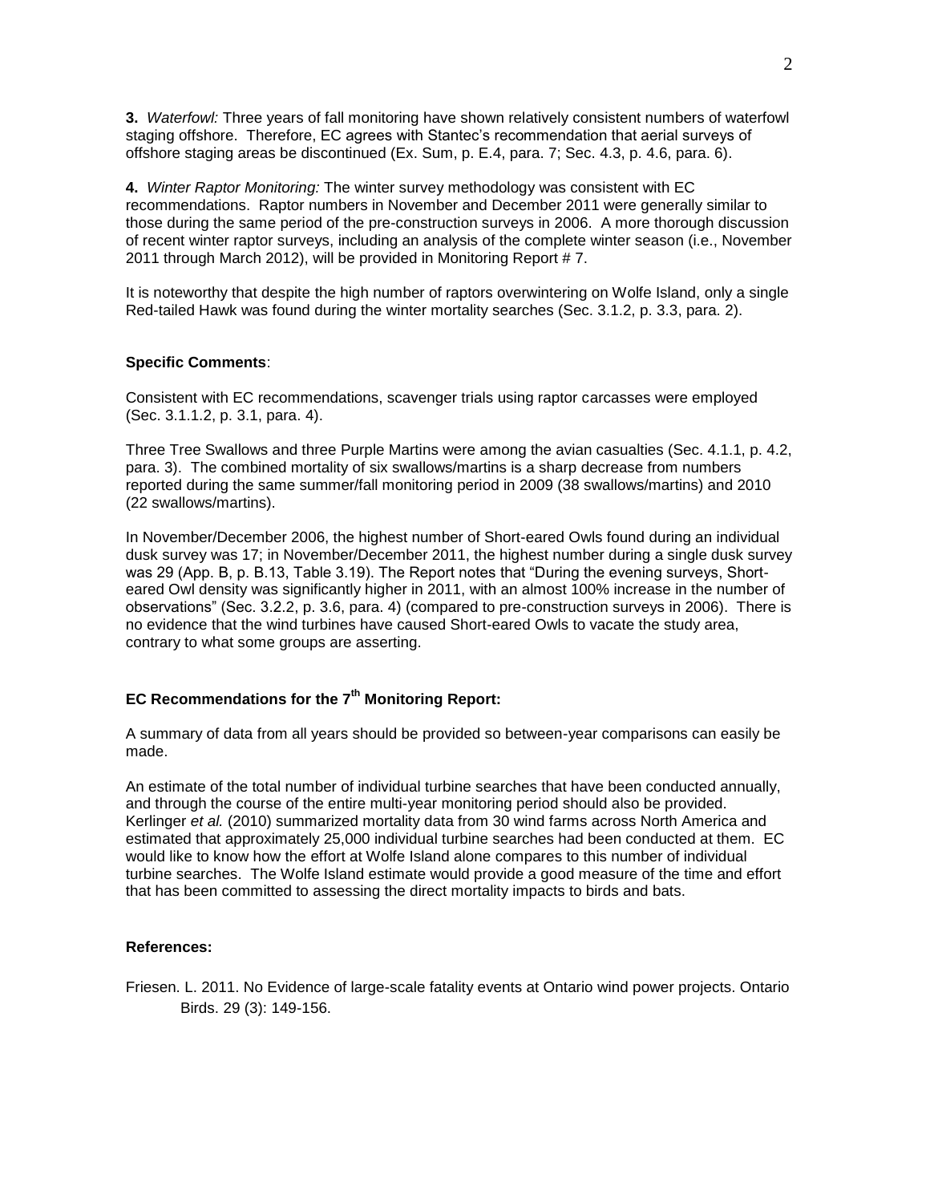**3.** *Waterfowl:* Three years of fall monitoring have shown relatively consistent numbers of waterfowl staging offshore. Therefore, EC agrees with Stantec's recommendation that aerial surveys of offshore staging areas be discontinued (Ex. Sum, p. E.4, para. 7; Sec. 4.3, p. 4.6, para. 6).

**4.** *Winter Raptor Monitoring:* The winter survey methodology was consistent with EC recommendations. Raptor numbers in November and December 2011 were generally similar to those during the same period of the pre-construction surveys in 2006. A more thorough discussion of recent winter raptor surveys, including an analysis of the complete winter season (i.e., November 2011 through March 2012), will be provided in Monitoring Report # 7.

It is noteworthy that despite the high number of raptors overwintering on Wolfe Island, only a single Red-tailed Hawk was found during the winter mortality searches (Sec. 3.1.2, p. 3.3, para. 2).

**Specific Comments**:

Consistent with EC recommendations, scavenger trials using raptor carcasses were employed (Sec. 3.1.1.2, p. 3.1, para. 4).

Three Tree Swallows and three Purple Martins were among the avian casualties (Sec. 4.1.1, p. 4.2, para. 3). The combined mortality of six swallows/martins is a sharp decrease from numbers reported during the same summer/fall monitoring period in 2009 (38 swallows/martins) and 2010 (22 swallows/martins).

In November/December 2006, the highest number of Short-eared Owls found during an individual dusk survey was 17; in November/December 2011, the highest number during a single dusk survey was 29 (App. B, p. B.13, Table 3.19). The Report notes that "During the evening surveys, Short-eared Owl density was significantly higher in 2011, with an almost 100% increase in the number of observations" (Sec. 3.2.2, p. 3.6, para. 4) (compared to pre-construction surveys in 2006). There is no evidence that the wind turbines have caused Short-eared Owls to vacate the study area, contrary to what some groups are asserting.

**EC Recommendations for the 7th Monitoring Report:**

A summary of data from all years should be provided so between-year comparisons can easily be made.

An estimate of the total number of individual turbine searches that have been conducted annually, and through the course of the entire multi-year monitoring period should also be provided. Kerlinger *et al.* (2010) summarized mortality data from 30 wind farms across North America and estimated that approximately 25,000 individual turbine searches had been conducted at them. EC would like to know how the effort at Wolfe Island alone compares to this number of individual turbine searches. The Wolfe Island estimate would provide a good measure of the time and effort that has been committed to assessing the direct mortality impacts to birds and bats.

**References:**

Friesen. L. 2011. No Evidence of large-scale fatality events at Ontario wind power projects. Ontario Birds. 29 (3): 149-156.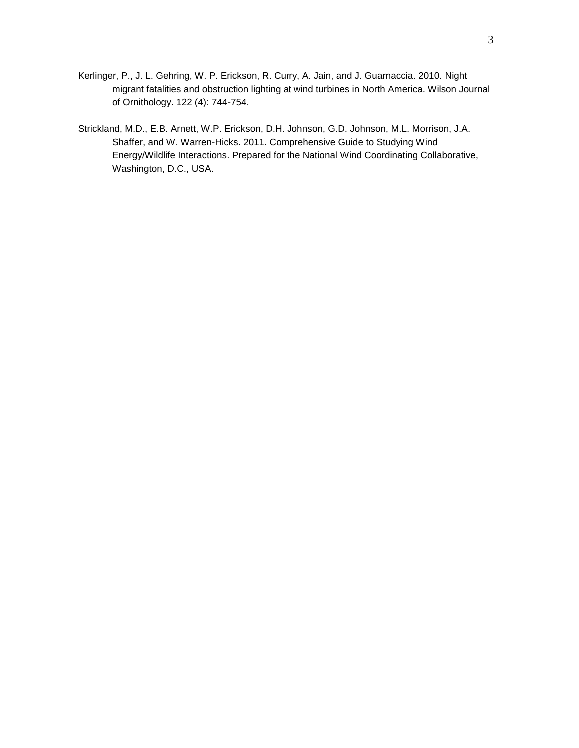Kerlinger, P., J. L. Gehring, W. P. Erickson, R. Curry, A. Jain, and J. Guarnaccia. 2010. Night migrant fatalities and obstruction lighting at wind turbines in North America. Wilson Journal of Ornithology. 122 (4): 744-754.

Strickland, M.D., E.B. Arnett, W.P. Erickson, D.H. Johnson, G.D. Johnson, M.L. Morrison, J.A. Shaffer, and W. Warren-Hicks. 2011. Comprehensive Guide to Studying Wind Energy/Wildlife Interactions. Prepared for the National Wind Coordinating Collaborative, Washington, D.C., USA.